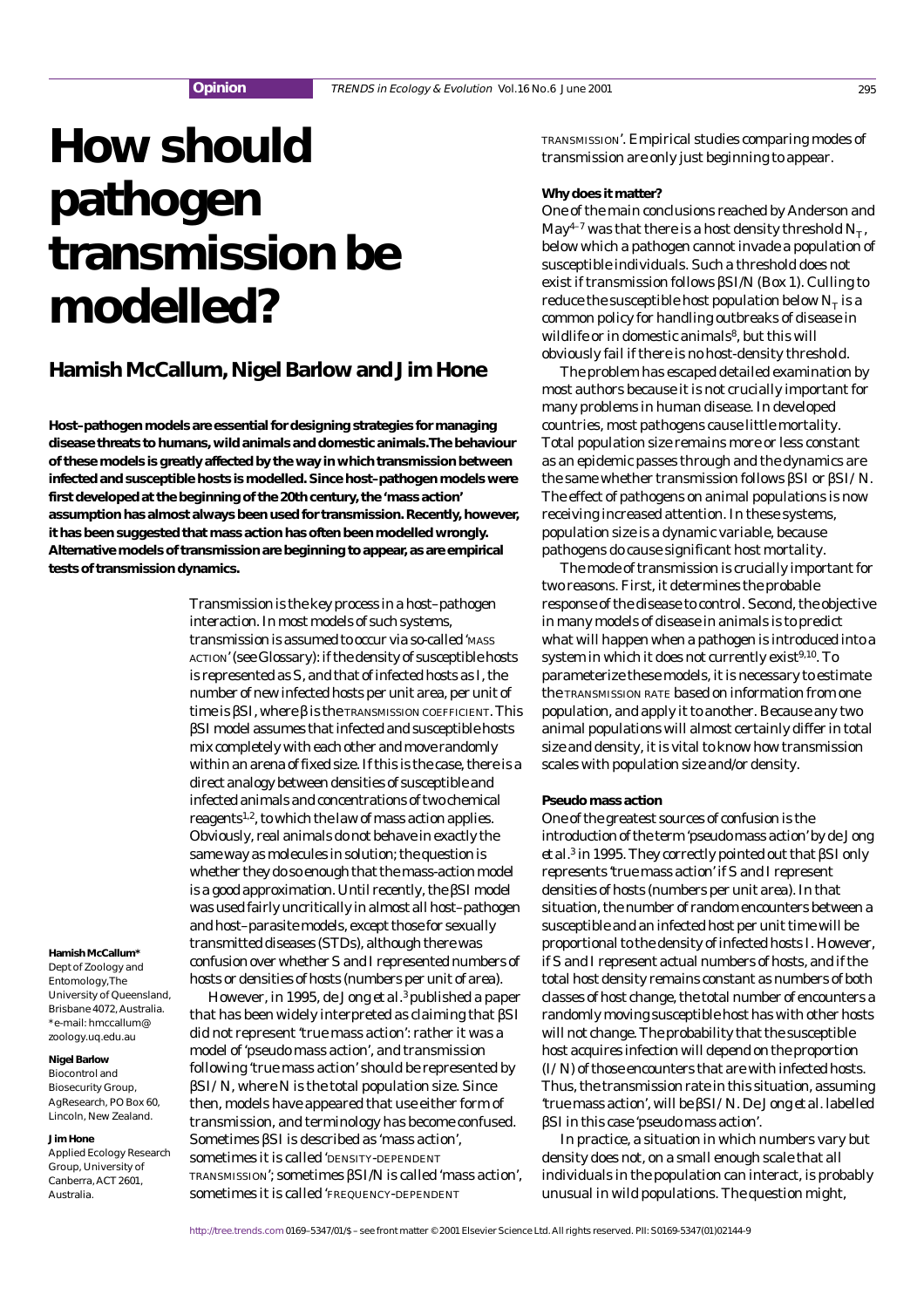# How should pathogen transmission be modelled?

## Hamish McCallum, Nigel Barlow and Jim Hone

**Host–pathogen models are essential for designing strategies for managing disease threats to humans, wild animals and domestic animals. The behaviour of these models is greatly affected by the way in which transmission between infected and susceptible hosts is modelled. Since host–pathogen models were first developed at the beginning of the 20th century, the 'mass action' assumption has almost always been used for transmission. Recently, however, it has been suggested that mass action has often been modelled wrongly. Alternative models of transmission are beginning to appear, as are empirical tests of transmission dynamics.**

Transmission is the key process in a host–pathogen interaction. In most models of such systems, transmission is assumed to occur via so-called 'MASS ACTION' (see Glossary): if the density of susceptible hosts is represented as $S$, and that of infected hosts as $I$, the number of new infected hosts per unit area, per unit of time is $\beta SI$, where $\beta$ is the TRANSMISSION COEFFICIENT. This $\beta SI$ model assumes that infected and susceptible hosts mix completely with each other and move randomly within an arena of fixed size. If this is the case, there is a direct analogy between densities of susceptible and infected animals and concentrations of two chemical reagents[1,2], to which the law of mass action applies. Obviously, real animals do not behave in exactly the same way as molecules in solution; the question is whether they do so enough that the mass-action model is a good approximation. Until recently, the $\beta SI$ model was used fairly uncritically in almost all host–pathogen and host–parasite models, except those for sexually transmitted diseases (STDs), although there was confusion over whether $S$ and $I$ represented numbers of hosts or densities of hosts (numbers per unit of area).

However, in 1995, de Jong *et al.*[3] published a paper that has been widely interpreted as claiming that $\beta SI$ did not represent 'true mass action': rather it was a model of 'pseudo mass action', and transmission following 'true mass action' should be represented by $\beta SI/N$, where $N$ is the total population size. Since then, models have appeared that use either form of transmission, and terminology has become confused. Sometimes $\beta SI$ is described as 'mass action', sometimes it is called 'DENSITY-DEPENDENT TRANSMISSION'; sometimes $\beta SI/N$ is called 'mass action', sometimes it is called 'FREQUENCY-DEPENDENT TRANSMISSION'. Empirical studies comparing modes of transmission are only just beginning to appear.

**Hamish McCallum***
Dept of Zoology and Entomology, The University of Queensland, Brisbane 4072, Australia.
*e-mail: hmccallum@zoology.uq.edu.au

**Nigel Barlow**
Biocontrol and Biosecurity Group, AgResearch, PO Box 60, Lincoln, New Zealand.

**Jim Hone**
Applied Ecology Research Group, University of Canberra, ACT 2601, Australia.

### Why does it matter?

One of the main conclusions reached by Anderson and May[4–7] was that there is a host density threshold $N_T$, below which a pathogen cannot invade a population of susceptible individuals. Such a threshold does not exist if transmission follows $\beta SI/N$ (Box 1). Culling to reduce the susceptible host population below $N_T$ is a common policy for handling outbreaks of disease in wildlife or in domestic animals[8], but this will obviously fail if there is no host-density threshold.

The problem has escaped detailed examination by most authors because it is not crucially important for many problems in human disease. In developed countries, most pathogens cause little mortality. Total population size remains more or less constant as an epidemic passes through and the dynamics are the same whether transmission follows $\beta SI$ or $\beta SI/N$. The effect of pathogens on animal populations is now receiving increased attention. In these systems, population size is a dynamic variable, because pathogens do cause significant host mortality.

The mode of transmission is crucially important for two reasons. First, it determines the probable response of the disease to control. Second, the objective in many models of disease in animals is to predict what will happen when a pathogen is introduced into a system in which it does not currently exist[9,10]. To parameterize these models, it is necessary to estimate the TRANSMISSION RATE based on information from one population, and apply it to another. Because any two animal populations will almost certainly differ in total size and density, it is vital to know how transmission scales with population size and/or density.

### Pseudo mass action

One of the greatest sources of confusion is the introduction of the term 'pseudo mass action' by de Jong *et al.*[3] in 1995. They correctly pointed out that $\beta SI$ only represents 'true mass action' if $S$ and $I$ represent densities of hosts (numbers per unit area). In that situation, the number of random encounters between a susceptible and an infected host per unit time will be proportional to the density of infected hosts $I$. However, if $S$ and $I$ represent actual numbers of hosts, and if the total host density remains constant as numbers of both classes of host change, the total number of encounters a randomly moving susceptible host has with other hosts will not change. The probability that the susceptible host acquires infection will depend on the proportion ($I/N$) of those encounters that are with infected hosts. Thus, the transmission rate in this situation, assuming 'true mass action', will be $\beta SI/N$. De Jong *et al.* labelled $\beta SI$ in this case 'pseudo mass action'.

In practice, a situation in which numbers vary but density does not, on a small enough scale that all individuals in the population can interact, is probably unusual in wild populations. The question might,

http://tree.trends.com 0169–5347/01/$ – see front matter © 2001 Elsevier Science Ltd. All rights reserved. PII: S0169-5347(01)02144-9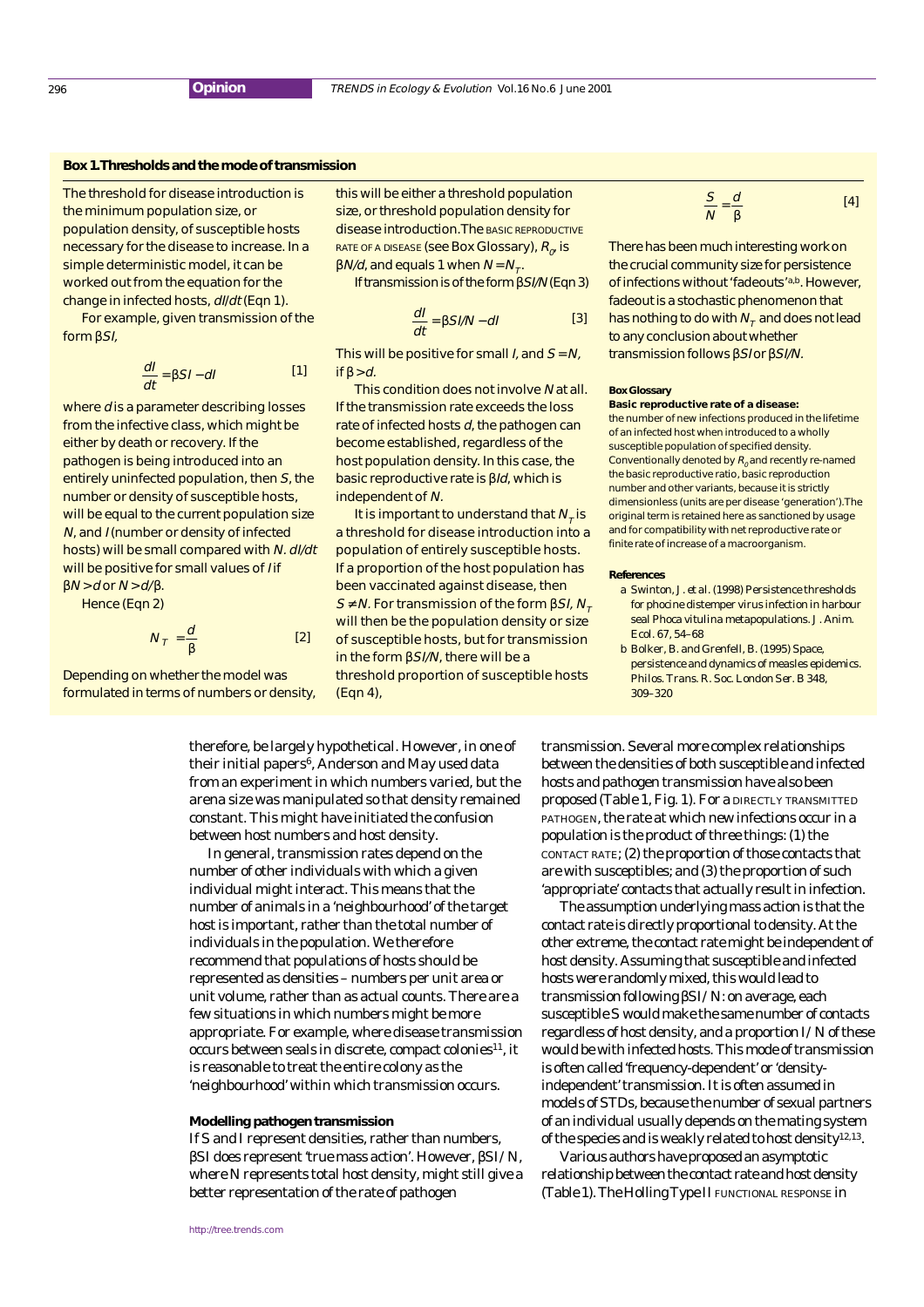## Box 1. Thresholds and the mode of transmission

The threshold for disease introduction is the minimum population size, or population density, of susceptible hosts necessary for the disease to increase. In a simple deterministic model, it can be worked out from the equation for the change in infected hosts, $dI/dt$ (Eqn 1).

For example, given transmission of the form $\beta SI$,

$$\frac{dI}{dt} = \beta SI - dI \qquad [1]$$

where $d$ is a parameter describing losses from the infective class, which might be either by death or recovery. If the pathogen is being introduced into an entirely uninfected population, then $S$, the number or density of susceptible hosts, will be equal to the current population size $N$, and $I$ (number or density of infected hosts) will be small compared with $N$. $dI/dt$ will be positive for small values of $I$ if $\beta N > d$ or $N > d/\beta$.

Hence (Eqn 2)

$$N_T = \frac{d}{\beta} \qquad [2]$$

Depending on whether the model was formulated in terms of numbers or density, this will be either a threshold population size, or threshold population density for disease introduction. The BASIC REPRODUCTIVE RATE OF A DISEASE (see Box Glossary), $R_0$, is $\beta N/d$, and equals 1 when $N = N_T$.

If transmission is of the form $\beta SI/N$ (Eqn 3)

$$\frac{dI}{dt} = \beta SI/N - dI \qquad [3]$$

This will be positive for small $I$, and $S = N$, if $\beta > d$.

This condition does not involve $N$ at all. If the transmission rate exceeds the loss rate of infected hosts $d$, the pathogen can become established, regardless of the host population density. In this case, the basic reproductive rate is $\beta/d$, which is independent of $N$.

It is important to understand that $N_T$ is a threshold for disease introduction into a population of entirely susceptible hosts. If a proportion of the host population has been vaccinated against disease, then $S \neq N$. For transmission of the form $\beta SI$, $N_T$ will then be the population density or size of susceptible hosts, but for transmission in the form $\beta SI/N$, there will be a threshold proportion of susceptible hosts (Eqn 4),

$$\frac{S}{N} = \frac{d}{\beta} \qquad [4]$$

There has been much interesting work on the crucial community size for persistence of infections without 'fadeouts'[a,b]. However, fadeout is a stochastic phenomenon that has nothing to do with $N_T$ and does not lead to any conclusion about whether transmission follows $\beta SI$ or $\beta SI/N$.

**Box Glossary**

**Basic reproductive rate of a disease:** the number of new infections produced in the lifetime of an infected host when introduced to a wholly susceptible population of specified density. Conventionally denoted by $R_0$ and recently re-named the basic reproductive ratio, basic reproduction number and other variants, because it is strictly dimensionless (units are per disease 'generation'). The original term is retained here as sanctioned by usage and for compatibility with net reproductive rate or finite rate of increase of a macroorganism.

**References**

a Swinton, J. *et al.* (1998) Persistence thresholds for phocine distemper virus infection in harbour seal *Phoca vitulina* metapopulations. *J. Anim. Ecol.* 67, 54–68

b Bolker, B. and Grenfell, B. (1995) Space, persistence and dynamics of measles epidemics. *Philos. Trans. R. Soc. London Ser. B* 348, 309–320

---

therefore, be largely hypothetical. However, in one of their initial papers[6], Anderson and May used data from an experiment in which numbers varied, but the arena size was manipulated so that density remained constant. This might have initiated the confusion between host numbers and host density.

In general, transmission rates depend on the number of other individuals with which a given individual might interact. This means that the number of animals in a 'neighbourhood' of the target host is important, rather than the total number of individuals in the population. We therefore recommend that populations of hosts should be represented as densities – numbers per unit area or unit volume, rather than as actual counts. There are a few situations in which numbers might be more appropriate. For example, where disease transmission occurs between seals in discrete, compact colonies[11], it is reasonable to treat the entire colony as the 'neighbourhood' within which transmission occurs.

### Modelling pathogen transmission

If $S$ and $I$ represent densities, rather than numbers, $\beta SI$ does represent 'true mass action'. However, $\beta SI/N$, where $N$ represents total host density, might still give a better representation of the rate of pathogen transmission. Several more complex relationships between the densities of both susceptible and infected hosts and pathogen transmission have also been proposed (Table 1, Fig. 1). For a DIRECTLY TRANSMITTED PATHOGEN, the rate at which new infections occur in a population is the product of three things: (1) the CONTACT RATE; (2) the proportion of those contacts that are with susceptibles; and (3) the proportion of such 'appropriate' contacts that actually result in infection.

The assumption underlying mass action is that the contact rate is directly proportional to density. At the other extreme, the contact rate might be independent of host density. Assuming that susceptible and infected hosts were randomly mixed, this would lead to transmission following $\beta SI/N$: on average, each susceptible $S$ would make the same number of contacts regardless of host density, and a proportion $I/N$ of these would be with infected hosts. This mode of transmission is often called 'frequency-dependent' or 'density-independent' transmission. It is often assumed in models of STDs, because the number of sexual partners of an individual usually depends on the mating system of the species and is weakly related to host density[12,13].

Various authors have proposed an asymptotic relationship between the contact rate and host density (Table 1). The Holling Type II FUNCTIONAL RESPONSE in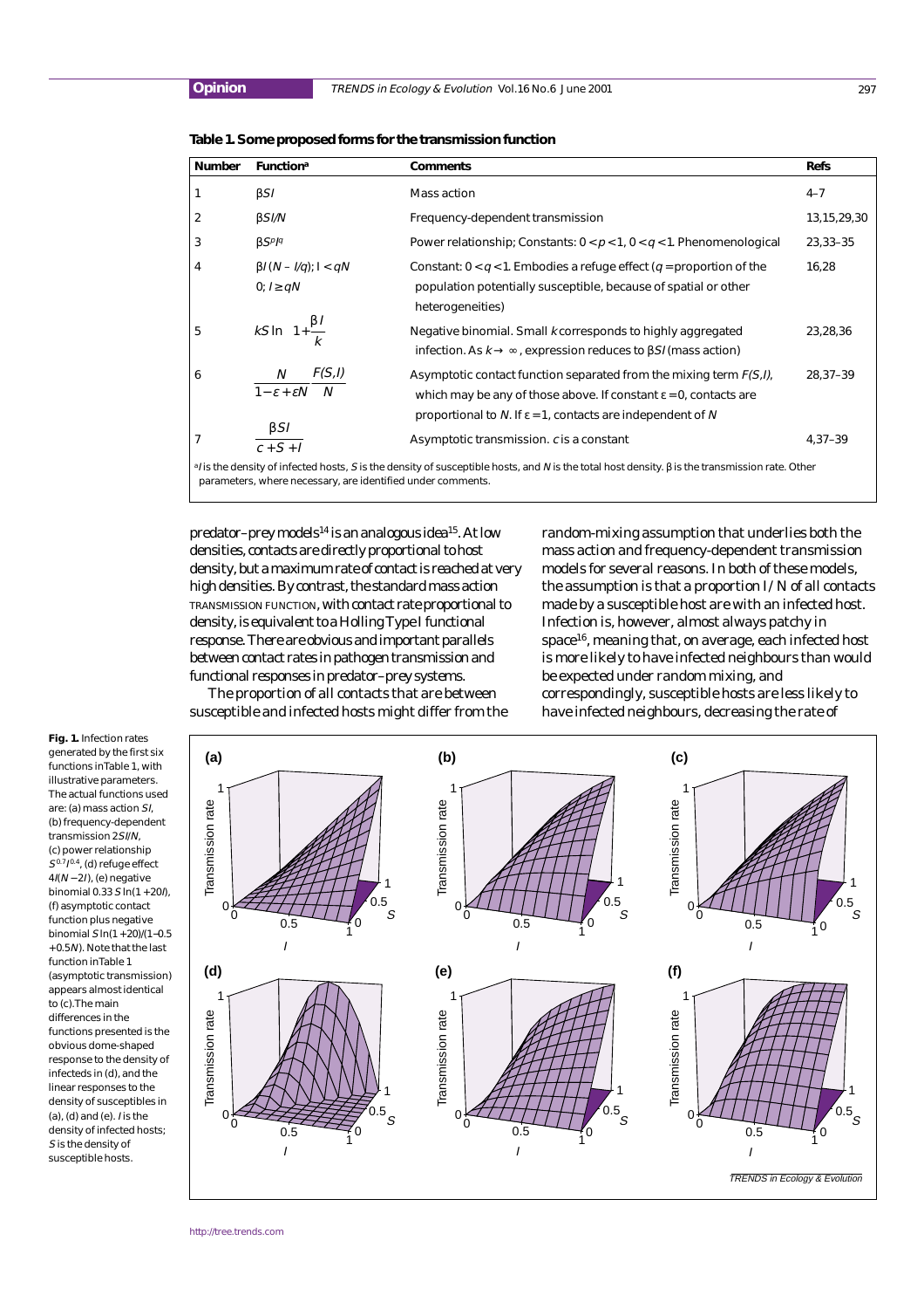**Table 1. Some proposed forms for the transmission function**

| Number | Function[a] | Comments | Refs |
|---|---|---|---|
| 1 | $\beta SI$ | Mass action | 4–7 |
| 2 | $\beta SI/N$ | Frequency-dependent transmission | 13,15,29,30 |
| 3 | $\beta S^p I^q$ | Power relationship; Constants: $0 < p < 1$, $0 < q < 1$. Phenomenological | 23,33–35 |
| 4 | $\beta I(N - I/q);\ I < qN$<br>$0;\ I \geq qN$ | Constant: $0 < q < 1$. Embodies a refuge effect ($q$ = proportion of the population potentially susceptible, because of spatial or other heterogeneities) | 16,28 |
| 5 | $kS\ln\left(1+\frac{\beta I}{k}\right)$ | Negative binomial. Small $k$ corresponds to highly aggregated infection. As $k \rightarrow \infty$, expression reduces to $\beta SI$ (mass action) | 23,28,36 |
| 6 | $\frac{N}{1-\varepsilon+\varepsilon N}\frac{F(S,I)}{N}$ | Asymptotic contact function separated from the mixing term $F(S,I)$, which may be any of those above. If constant $\varepsilon = 0$, contacts are proportional to $N$. If $\varepsilon = 1$, contacts are independent of $N$ | 28,37–39 |
| 7 | $\frac{\beta SI}{c+S+I}$ | Asymptotic transmission. $c$ is a constant | 4,37–39 |

[a] $I$ is the density of infected hosts, $S$ is the density of susceptible hosts, and $N$ is the total host density. $\beta$ is the transmission rate. Other parameters, where necessary, are identified under comments.

predator–prey models[14] is an analogous idea[15]. At low densities, contacts are directly proportional to host density, but a maximum rate of contact is reached at very high densities. By contrast, the standard mass action TRANSMISSION FUNCTION, with contact rate proportional to density, is equivalent to a Holling Type I functional response. There are obvious and important parallels between contact rates in pathogen transmission and functional responses in predator–prey systems.

The proportion of all contacts that are between susceptible and infected hosts might differ from the random-mixing assumption that underlies both the mass action and frequency-dependent transmission models for several reasons. In both of these models, the assumption is that a proportion $I/N$ of all contacts made by a susceptible host are with an infected host. Infection is, however, almost always patchy in space[16], meaning that, on average, each infected host is more likely to have infected neighbours than would be expected under random mixing, and correspondingly, susceptible hosts are less likely to have infected neighbours, decreasing the rate of

**Fig. 1.** Infection rates generated by the first six functions in Table 1, with illustrative parameters. The actual functions used are: (a) mass action $SI$, (b) frequency-dependent transmission $2SI/N$, (c) power relationship $S^{0.7}I^{0.4}$, (d) refuge effect $4I(N - 2I)$, (e) negative binomial $0.33\,S\ln(1 + 20I)$, (f) asymptotic contact function plus negative binomial $S\ln(1 + 20I)/(1-0.5 + 0.5N)$. Note that the last function in Table 1 (asymptotic transmission) appears almost identical to (c). The main differences in the functions presented is the obvious dome-shaped response to the density of infecteds in (d), and the linear responses to the density of susceptibles in (a), (d) and (e). $I$ is the density of infected hosts; $S$ is the density of susceptible hosts.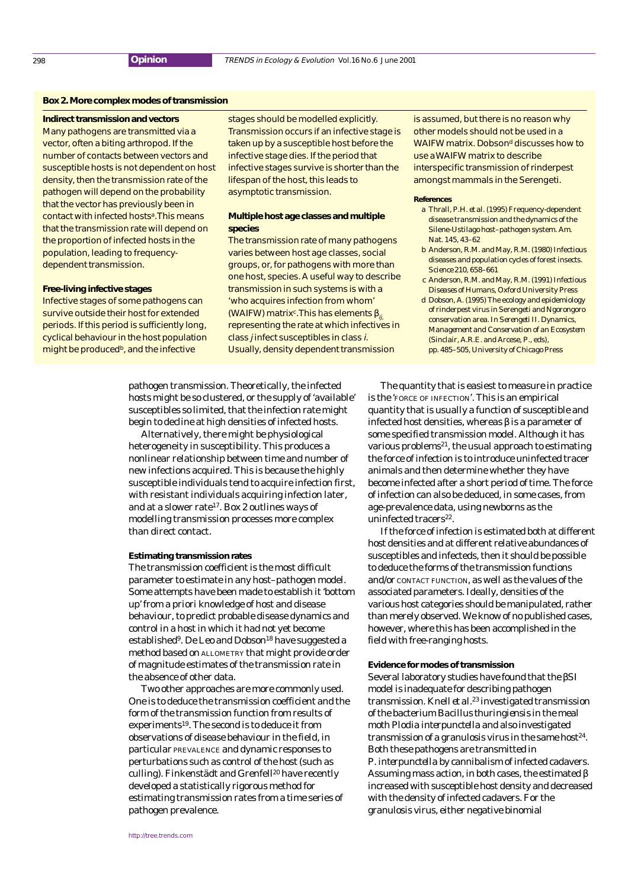### Box 2. More complex modes of transmission

**Indirect transmission and vectors**

Many pathogens are transmitted via a vector, often a biting arthropod. If the number of contacts between vectors and susceptible hosts is not dependent on host density, then the transmission rate of the pathogen will depend on the probability that the vector has previously been in contact with infected hosts[a]. This means that the transmission rate will depend on the proportion of infected hosts in the population, leading to frequency-dependent transmission.

**Free-living infective stages**

Infective stages of some pathogens can survive outside their host for extended periods. If this period is sufficiently long, cyclical behaviour in the host population might be produced[b], and the infective stages should be modelled explicitly. Transmission occurs if an infective stage is taken up by a susceptible host before the infective stage dies. If the period that infective stages survive is shorter than the lifespan of the host, this leads to asymptotic transmission.

**Multiple host age classes and multiple species**

The transmission rate of many pathogens varies between host age classes, social groups, or, for pathogens with more than one host, species. A useful way to describe transmission in such systems is with a 'who acquires infection from whom' (WAIFW) matrix[c]. This has elements $\beta_{ij}$, representing the rate at which infectives in class $j$ infect susceptibles in class $i$. Usually, density dependent transmission is assumed, but there is no reason why other models should not be used in a WAIFW matrix. Dobson[d] discusses how to use a WAIFW matrix to describe interspecific transmission of rinderpest amongst mammals in the Serengeti.

**References**

a Thrall, P.H. *et al.* (1995) Frequency-dependent disease transmission and the dynamics of the *Silene–Ustilago* host–pathogen system. *Am. Nat.* 145, 43–62

b Anderson, R.M. and May, R.M. (1980) Infectious diseases and population cycles of forest insects. *Science* 210, 658–661

c Anderson, R.M. and May, R.M. (1991) *Infectious Diseases of Humans*, Oxford University Press

d Dobson, A. (1995) The ecology and epidemiology of rinderpest virus in Serengeti and Ngorongoro conservation area. In *Serengeti II. Dynamics, Management and Conservation of an Ecosystem* (Sinclair, A.R.E. and Arcese, P., eds), pp. 485–505, University of Chicago Press

---

pathogen transmission. Theoretically, the infected hosts might be so clustered, or the supply of 'available' susceptibles so limited, that the infection rate might begin to decline at high densities of infected hosts.

Alternatively, there might be physiological heterogeneity in susceptibility. This produces a nonlinear relationship between time and number of new infections acquired. This is because the highly susceptible individuals tend to acquire infection first, with resistant individuals acquiring infection later, and at a slower rate[17]. Box 2 outlines ways of modelling transmission processes more complex than direct contact.

#### Estimating transmission rates

The transmission coefficient is the most difficult parameter to estimate in any host–pathogen model. Some attempts have been made to establish it 'bottom up' from a priori knowledge of host and disease behaviour, to predict probable disease dynamics and control in a host in which it had not yet become established[9]. De Leo and Dobson[18] have suggested a method based on ALLOMETRY that might provide order of magnitude estimates of the transmission rate in the absence of other data.

Two other approaches are more commonly used. One is to deduce the transmission coefficient and the form of the transmission function from results of experiments[19]. The second is to deduce it from observations of disease behaviour in the field, in particular PREVALENCE and dynamic responses to perturbations such as control of the host (such as culling). Finkenstädt and Grenfell[20] have recently developed a statistically rigorous method for estimating transmission rates from a time series of pathogen prevalence.

The quantity that is easiest to measure in practice is the 'FORCE OF INFECTION'. This is an empirical quantity that is usually a function of susceptible and infected host densities, whereas $\beta$ is a parameter of some specified transmission model. Although it has various problems[21], the usual approach to estimating the force of infection is to introduce uninfected tracer animals and then determine whether they have become infected after a short period of time. The force of infection can also be deduced, in some cases, from age-prevalence data, using newborns as the uninfected tracers[22].

If the force of infection is estimated both at different host densities and at different relative abundances of susceptibles and infecteds, then it should be possible to deduce the forms of the transmission functions and/or CONTACT FUNCTION, as well as the values of the associated parameters. Ideally, densities of the various host categories should be manipulated, rather than merely observed. We know of no published cases, however, where this has been accomplished in the field with free-ranging hosts.

#### Evidence for modes of transmission

Several laboratory studies have found that the $\beta SI$ model is inadequate for describing pathogen transmission. Knell *et al.*[23] investigated transmission of the bacterium *Bacillus thuringiensis* in the meal moth *Plodia interpunctella* and also investigated transmission of a granulosis virus in the same host[24]. Both these pathogens are transmitted in *P. interpunctella* by cannibalism of infected cadavers. Assuming mass action, in both cases, the estimated $\beta$ increased with susceptible host density and decreased with the density of infected cadavers. For the granulosis virus, either negative binomial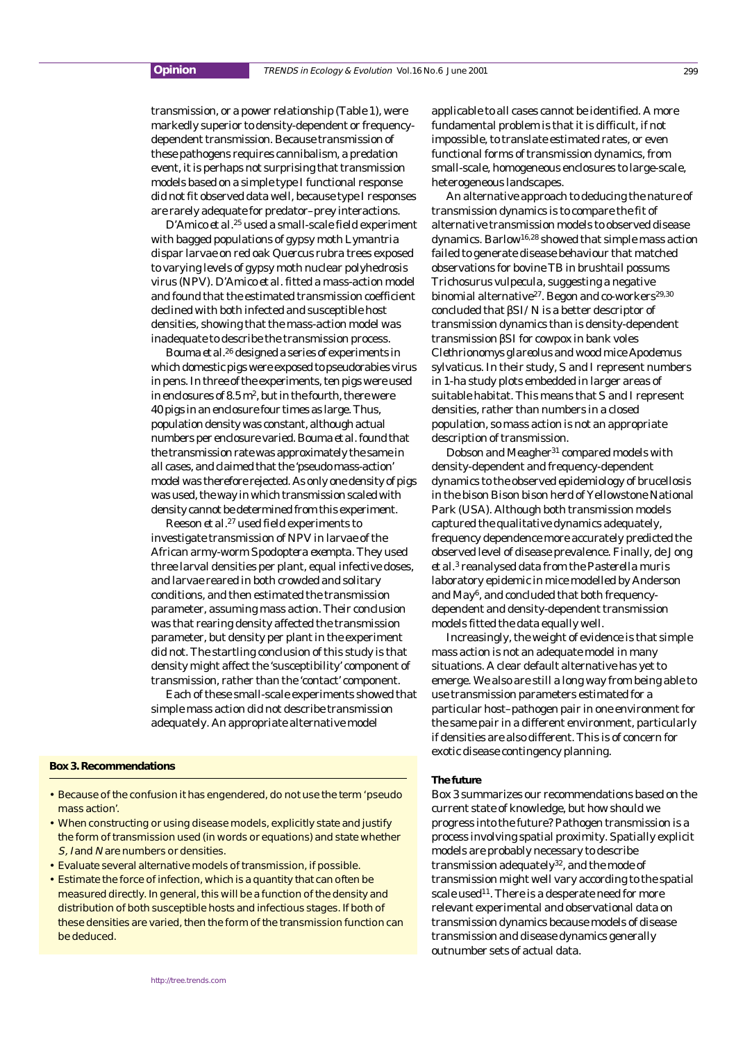transmission, or a power relationship (Table 1), were markedly superior to density-dependent or frequency-dependent transmission. Because transmission of these pathogens requires cannibalism, a predation event, it is perhaps not surprising that transmission models based on a simple type I functional response did not fit observed data well, because type I responses are rarely adequate for predator–prey interactions.

D'Amico *et al.*[25] used a small-scale field experiment with bagged populations of gypsy moth *Lymantria dispar* larvae on red oak *Quercus rubra* trees exposed to varying levels of gypsy moth nuclear polyhedrosis virus (NPV). D'Amico *et al.* fitted a mass-action model and found that the estimated transmission coefficient declined with both infected and susceptible host densities, showing that the mass-action model was inadequate to describe the transmission process.

Bouma *et al.*[26] designed a series of experiments in which domestic pigs were exposed to pseudorabies virus in pens. In three of the experiments, ten pigs were used in enclosures of 8.5 $m^2$, but in the fourth, there were 40 pigs in an enclosure four times as large. Thus, population density was constant, although actual numbers per enclosure varied. Bouma *et al.* found that the transmission rate was approximately the same in all cases, and claimed that the 'pseudo mass-action' model was therefore rejected. As only one density of pigs was used, the way in which transmission scaled with density cannot be determined from this experiment.

Reeson *et al.*[27] used field experiments to investigate transmission of NPV in larvae of the African army-worm *Spodoptera exempta*. They used three larval densities per plant, equal infective doses, and larvae reared in both crowded and solitary conditions, and then estimated the transmission parameter, assuming mass action. Their conclusion was that rearing density affected the transmission parameter, but density per plant in the experiment did not. The startling conclusion of this study is that density might affect the 'susceptibility' component of transmission, rather than the 'contact' component.

Each of these small-scale experiments showed that simple mass action did not describe transmission adequately. An appropriate alternative model applicable to all cases cannot be identified. A more fundamental problem is that it is difficult, if not impossible, to translate estimated rates, or even functional forms of transmission dynamics, from small-scale, homogeneous enclosures to large-scale, heterogeneous landscapes.

An alternative approach to deducing the nature of transmission dynamics is to compare the fit of alternative transmission models to observed disease dynamics. Barlow[16,28] showed that simple mass action failed to generate disease behaviour that matched observations for bovine TB in brushtail possums *Trichosurus vulpecula*, suggesting a negative binomial alternative[27]. Begon and co-workers[29,30] concluded that $\beta SI/N$ is a better descriptor of transmission dynamics than is density-dependent transmission $\beta SI$ for cowpox in bank voles *Clethrionomys glareolus* and wood mice *Apodemus sylvaticus*. In their study, $S$ and $I$ represent numbers in 1-ha study plots embedded in larger areas of suitable habitat. This means that $S$ and $I$ represent densities, rather than numbers in a closed population, so mass action is not an appropriate description of transmission.

Dobson and Meagher[31] compared models with density-dependent and frequency-dependent dynamics to the observed epidemiology of brucellosis in the bison *Bison bison* herd of Yellowstone National Park (USA). Although both transmission models captured the qualitative dynamics adequately, frequency dependence more accurately predicted the observed level of disease prevalence. Finally, de Jong *et al.*[3] reanalysed data from the *Pasterella muris* laboratory epidemic in mice modelled by Anderson and May[6], and concluded that both frequency-dependent and density-dependent transmission models fitted the data equally well.

Increasingly, the weight of evidence is that simple mass action is not an adequate model in many situations. A clear default alternative has yet to emerge. We also are still a long way from being able to use transmission parameters estimated for a particular host–pathogen pair in one environment for the same pair in a different environment, particularly if densities are also different. This is of concern for exotic disease contingency planning.

**Box 3. Recommendations**

- Because of the confusion it has engendered, do not use the term 'pseudo mass action'.
- When constructing or using disease models, explicitly state and justify the form of transmission used (in words or equations) and state whether $S$, $I$ and $N$ are numbers or densities.
- Evaluate several alternative models of transmission, if possible.
- Estimate the force of infection, which is a quantity that can often be measured directly. In general, this will be a function of the density and distribution of both susceptible hosts and infectious stages. If both of these densities are varied, then the form of the transmission function can be deduced.

### The future

Box 3 summarizes our recommendations based on the current state of knowledge, but how should we progress into the future? Pathogen transmission is a process involving spatial proximity. Spatially explicit models are probably necessary to describe transmission adequately[32], and the mode of transmission might well vary according to the spatial scale used[11]. There is a desperate need for more relevant experimental and observational data on transmission dynamics because models of disease transmission and disease dynamics generally outnumber sets of actual data.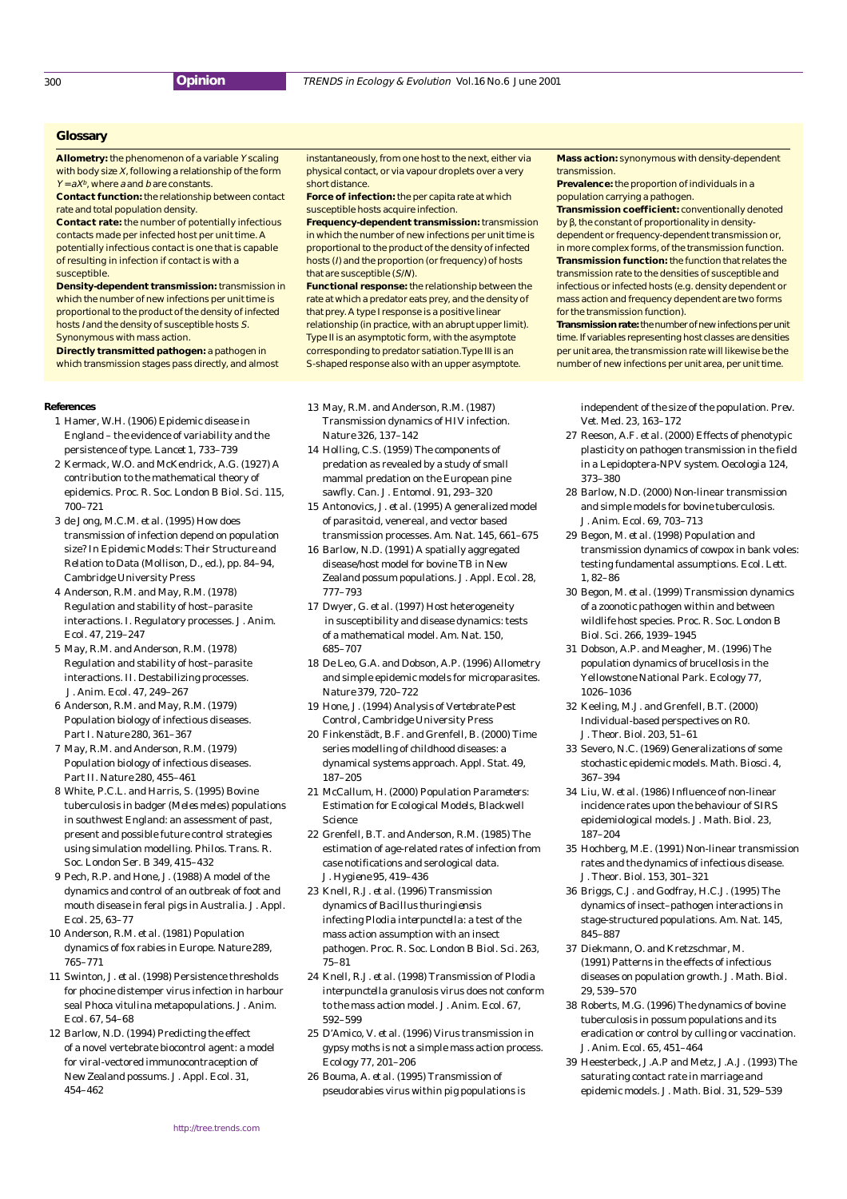## Glossary

**Allometry:** the phenomenon of a variable $Y$ scaling with body size $X$, following a relationship of the form $Y = aX^b$, where $a$ and $b$ are constants.

**Contact function:** the relationship between contact rate and total population density.

**Contact rate:** the number of potentially infectious contacts made per infected host per unit time. A potentially infectious contact is one that is capable of resulting in infection if contact is with a susceptible.

**Density-dependent transmission:** transmission in which the number of new infections per unit time is proportional to the product of the density of infected hosts $I$ and the density of susceptible hosts $S$. Synonymous with mass action.

**Directly transmitted pathogen:** a pathogen in which transmission stages pass directly, and almost instantaneously, from one host to the next, either via physical contact, or via vapour droplets over a very short distance.

**Force of infection:** the per capita rate at which susceptible hosts acquire infection.

**Frequency-dependent transmission:** transmission in which the number of new infections per unit time is proportional to the product of the density of infected hosts ($I$) and the proportion (or frequency) of hosts that are susceptible ($S/N$).

**Functional response:** the relationship between the rate at which a predator eats prey, and the density of that prey. A type I response is a positive linear relationship (in practice, with an abrupt upper limit). Type II is an asymptotic form, with the asymptote corresponding to predator satiation. Type III is an S-shaped response also with an upper asymptote.

**Mass action:** synonymous with density-dependent transmission.

**Prevalence:** the proportion of individuals in a population carrying a pathogen.

**Transmission coefficient:** conventionally denoted by β, the constant of proportionality in density-dependent or frequency-dependent transmission or, in more complex forms, of the transmission function.

**Transmission function:** the function that relates the transmission rate to the densities of susceptible and infectious or infected hosts (e.g. density dependent or mass action and frequency dependent are two forms for the transmission function).

**Transmission rate:** the number of new infections per unit time. If variables representing host classes are densities per unit area, the transmission rate will likewise be the number of new infections per unit area, per unit time.

## References

1 Hamer, W.H. (1906) Epidemic disease in England – the evidence of variability and the persistence of type. *Lancet* 1, 733–739

2 Kermack, W.O. and McKendrick, A.G. (1927) A contribution to the mathematical theory of epidemics. *Proc. R. Soc. London B Biol. Sci.* 115, 700–721

3 de Jong, M.C.M. *et al.* (1995) How does transmission of infection depend on population size? In *Epidemic Models: Their Structure and Relation to Data* (Mollison, D., ed.), pp. 84–94, Cambridge University Press

4 Anderson, R.M. and May, R.M. (1978) Regulation and stability of host–parasite interactions. I. Regulatory processes. *J. Anim. Ecol.* 47, 219–247

5 May, R.M. and Anderson, R.M. (1978) Regulation and stability of host–parasite interactions. II. Destabilizing processes. *J. Anim. Ecol.* 47, 249–267

6 Anderson, R.M. and May, R.M. (1979) Population biology of infectious diseases. Part I. *Nature* 280, 361–367

7 May, R.M. and Anderson, R.M. (1979) Population biology of infectious diseases. Part II. *Nature* 280, 455–461

8 White, P.C.L. and Harris, S. (1995) Bovine tuberculosis in badger (*Meles meles*) populations in southwest England: an assessment of past, present and possible future control strategies using simulation modelling. *Philos. Trans. R. Soc. London Ser. B* 349, 415–432

9 Pech, R.P. and Hone, J. (1988) A model of the dynamics and control of an outbreak of foot and mouth disease in feral pigs in Australia. *J. Appl. Ecol.* 25, 63–77

10 Anderson, R.M. *et al.* (1981) Population dynamics of fox rabies in Europe. *Nature* 289, 765–771

11 Swinton, J. *et al.* (1998) Persistence thresholds for phocine distemper virus infection in harbour seal *Phoca vitulina* metapopulations. *J. Anim. Ecol.* 67, 54–68

12 Barlow, N.D. (1994) Predicting the effect of a novel vertebrate biocontrol agent: a model for viral-vectored immunocontraception of New Zealand possums. *J. Appl. Ecol.* 31, 454–462

13 May, R.M. and Anderson, R.M. (1987) Transmission dynamics of HIV infection. *Nature* 326, 137–142

14 Holling, C.S. (1959) The components of predation as revealed by a study of small mammal predation on the European pine sawfly. *Can. J. Entomol.* 91, 293–320

15 Antonovics, J. *et al.* (1995) A generalized model of parasitoid, venereal, and vector based transmission processes. *Am. Nat.* 145, 661–675

16 Barlow, N.D. (1991) A spatially aggregated disease/host model for bovine TB in New Zealand possum populations. *J. Appl. Ecol.* 28, 777–793

17 Dwyer, G. *et al.* (1997) Host heterogeneity in susceptibility and disease dynamics: tests of a mathematical model. *Am. Nat.* 150, 685–707

18 De Leo, G.A. and Dobson, A.P. (1996) Allometry and simple epidemic models for microparasites. *Nature* 379, 720–722

19 Hone, J. (1994) *Analysis of Vertebrate Pest Control*, Cambridge University Press

20 Finkenstädt, B.F. and Grenfell, B. (2000) Time series modelling of childhood diseases: a dynamical systems approach. *Appl. Stat.* 49, 187–205

21 McCallum, H. (2000) *Population Parameters: Estimation for Ecological Models*, Blackwell Science

22 Grenfell, B.T. and Anderson, R.M. (1985) The estimation of age-related rates of infection from case notifications and serological data. *J. Hygiene* 95, 419–436

23 Knell, R.J. *et al.* (1996) Transmission dynamics of *Bacillus thuringiensis* infecting *Plodia interpunctella*: a test of the mass action assumption with an insect pathogen. *Proc. R. Soc. London B Biol. Sci.* 263, 75–81

24 Knell, R.J. *et al.* (1998) Transmission of *Plodia interpunctella* granulosis virus does not conform to the mass action model. *J. Anim. Ecol.* 67, 592–599

25 D'Amico, V. *et al.* (1996) Virus transmission in gypsy moths is not a simple mass action process. *Ecology* 77, 201–206

26 Bouma, A. *et al.* (1995) Transmission of pseudorabies virus within pig populations is independent of the size of the population. *Prev. Vet. Med.* 23, 163–172

27 Reeson, A.F. *et al.* (2000) Effects of phenotypic plasticity on pathogen transmission in the field in a Lepidoptera-NPV system. *Oecologia* 124, 373–380

28 Barlow, N.D. (2000) Non-linear transmission and simple models for bovine tuberculosis. *J. Anim. Ecol.* 69, 703–713

29 Begon, M. *et al.* (1998) Population and transmission dynamics of cowpox in bank voles: testing fundamental assumptions. *Ecol. Lett.* 1, 82–86

30 Begon, M. *et al.* (1999) Transmission dynamics of a zoonotic pathogen within and between wildlife host species. *Proc. R. Soc. London B Biol. Sci.* 266, 1939–1945

31 Dobson, A.P. and Meagher, M. (1996) The population dynamics of brucellosis in the Yellowstone National Park. *Ecology* 77, 1026–1036

32 Keeling, M.J. and Grenfell, B.T. (2000) Individual-based perspectives on R0. *J. Theor. Biol.* 203, 51–61

33 Severo, N.C. (1969) Generalizations of some stochastic epidemic models. *Math. Biosci.* 4, 367–394

34 Liu, W. *et al.* (1986) Influence of non-linear incidence rates upon the behaviour of SIRS epidemiological models. *J. Math. Biol.* 23, 187–204

35 Hochberg, M.E. (1991) Non-linear transmission rates and the dynamics of infectious disease. *J. Theor. Biol.* 153, 301–321

36 Briggs, C.J. and Godfray, H.C.J. (1995) The dynamics of insect–pathogen interactions in stage-structured populations. *Am. Nat.* 145, 845–887

37 Diekmann, O. and Kretzschmar, M. (1991) Patterns in the effects of infectious diseases on population growth. *J. Math. Biol.* 29, 539–570

38 Roberts, M.G. (1996) The dynamics of bovine tuberculosis in possum populations and its eradication or control by culling or vaccination. *J. Anim. Ecol.* 65, 451–464

39 Heesterbeck, J.A.P and Metz, J.A.J. (1993) The saturating contact rate in marriage and epidemic models. *J. Math. Biol.* 31, 529–539